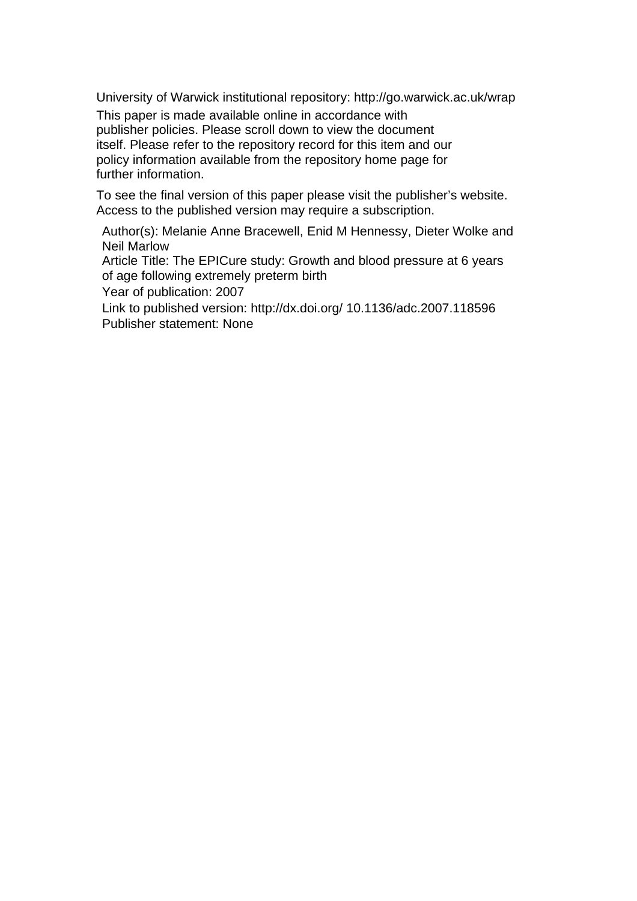University of Warwick institutional repository: http://go.warwick.ac.uk/wrap

This paper is made available online in accordance with publisher policies. Please scroll down to view the document itself. Please refer to the repository record for this item and our policy information available from the repository home page for further information.

To see the final version of this paper please visit the publisher's website. Access to the published version may require a subscription.

Author(s): Melanie Anne Bracewell, Enid M Hennessy, Dieter Wolke and Neil Marlow

Article Title: The EPICure study: Growth and blood pressure at 6 years of age following extremely preterm birth

Year of publication: 2007

Link to published version: http://dx.doi.org/ 10.1136/adc.2007.118596

Publisher statement: None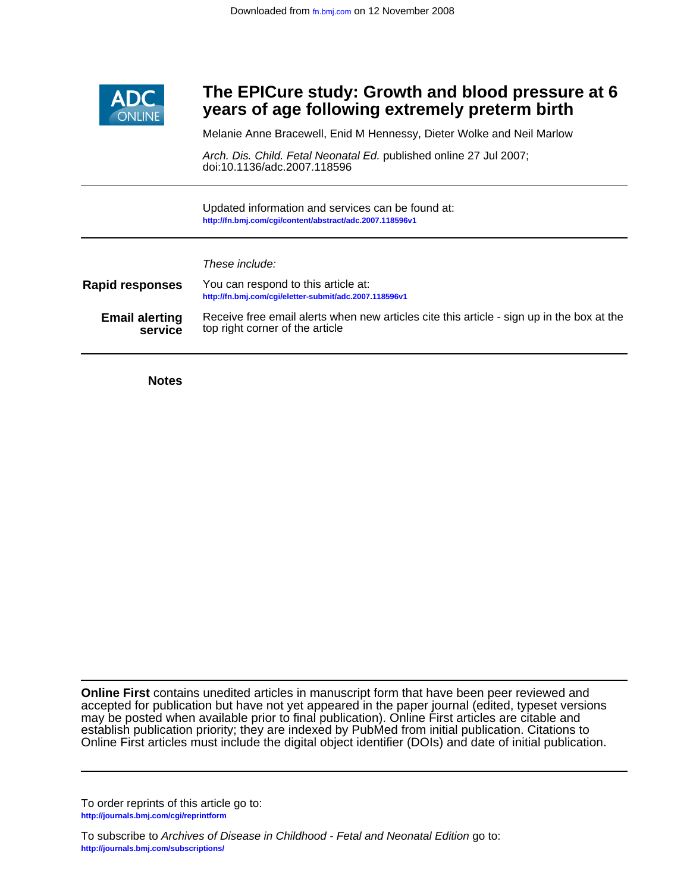# The EPICure study: Growth and blood pressure at 6 years of age following extremely preterm birth

Melanie Anne Bracewell, Enid M Hennessy, Dieter Wolke and Neil Marlow

*Arch. Dis. Child. Fetal Neonatal Ed.* published online 27 Jul 2007;
doi:10.1136/adc.2007.118596

Updated information and services can be found at:
http://fn.bmj.com/cgi/content/abstract/adc.2007.118596v1

*These include:*

**Rapid responses** You can respond to this article at:
http://fn.bmj.com/cgi/eletter-submit/adc.2007.118596v1

**Email alerting service** Receive free email alerts when new articles cite this article - sign up in the box at the top right corner of the article

**Notes**

**Online First** contains unedited articles in manuscript form that have been peer reviewed and accepted for publication but have not yet appeared in the paper journal (edited, typeset versions may be posted when available prior to final publication). Online First articles are citable and establish publication priority; they are indexed by PubMed from initial publication. Citations to Online First articles must include the digital object identifier (DOIs) and date of initial publication.

To order reprints of this article go to:
http://journals.bmj.com/cgi/reprintform

To subscribe to *Archives of Disease in Childhood - Fetal and Neonatal Edition* go to:
http://journals.bmj.com/subscriptions/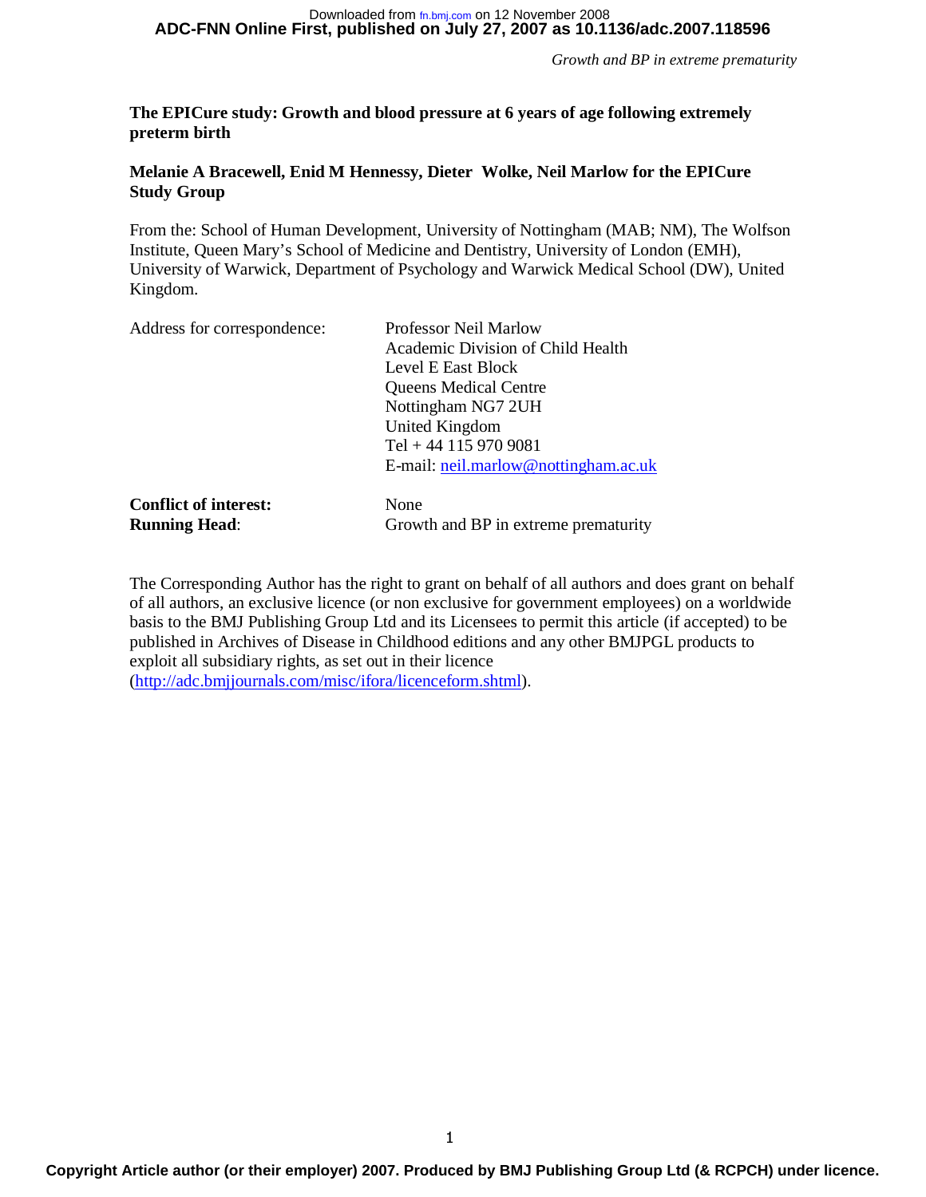**The EPICure study: Growth and blood pressure at 6 years of age following extremely preterm birth**

**Melanie A Bracewell, Enid M Hennessy, Dieter Wolke, Neil Marlow for the EPICure Study Group**

From the: School of Human Development, University of Nottingham (MAB; NM), The Wolfson Institute, Queen Mary's School of Medicine and Dentistry, University of London (EMH), University of Warwick, Department of Psychology and Warwick Medical School (DW), United Kingdom.

Address for correspondence:

Professor Neil Marlow
Academic Division of Child Health
Level E East Block
Queens Medical Centre
Nottingham NG7 2UH
United Kingdom
Tel + 44 115 970 9081
E-mail: neil.marlow@nottingham.ac.uk

**Conflict of interest:** None
**Running Head**: Growth and BP in extreme prematurity

The Corresponding Author has the right to grant on behalf of all authors and does grant on behalf of all authors, an exclusive licence (or non exclusive for government employees) on a worldwide basis to the BMJ Publishing Group Ltd and its Licensees to permit this article (if accepted) to be published in Archives of Disease in Childhood editions and any other BMJPGL products to exploit all subsidiary rights, as set out in their licence (http://adc.bmjjournals.com/misc/ifora/licenceform.shtml).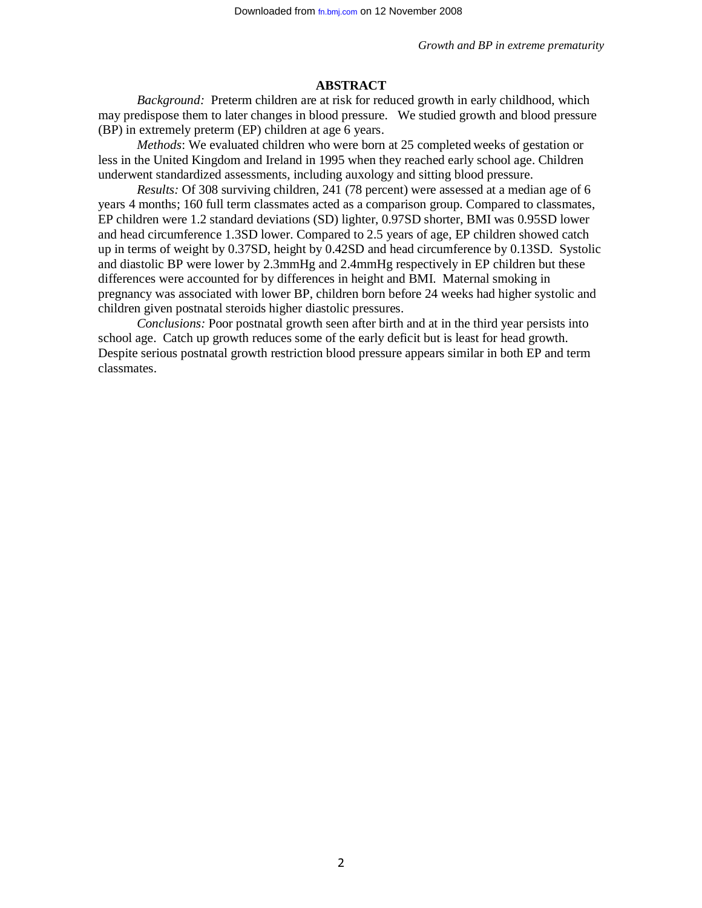## ABSTRACT

*Background:* Preterm children are at risk for reduced growth in early childhood, which may predispose them to later changes in blood pressure. We studied growth and blood pressure (BP) in extremely preterm (EP) children at age 6 years.

*Methods*: We evaluated children who were born at 25 completed weeks of gestation or less in the United Kingdom and Ireland in 1995 when they reached early school age. Children underwent standardized assessments, including auxology and sitting blood pressure.

*Results:* Of 308 surviving children, 241 (78 percent) were assessed at a median age of 6 years 4 months; 160 full term classmates acted as a comparison group. Compared to classmates, EP children were 1.2 standard deviations (SD) lighter, 0.97SD shorter, BMI was 0.95SD lower and head circumference 1.3SD lower. Compared to 2.5 years of age, EP children showed catch up in terms of weight by 0.37SD, height by 0.42SD and head circumference by 0.13SD. Systolic and diastolic BP were lower by 2.3mmHg and 2.4mmHg respectively in EP children but these differences were accounted for by differences in height and BMI. Maternal smoking in pregnancy was associated with lower BP, children born before 24 weeks had higher systolic and children given postnatal steroids higher diastolic pressures.

*Conclusions:* Poor postnatal growth seen after birth and at in the third year persists into school age. Catch up growth reduces some of the early deficit but is least for head growth. Despite serious postnatal growth restriction blood pressure appears similar in both EP and term classmates.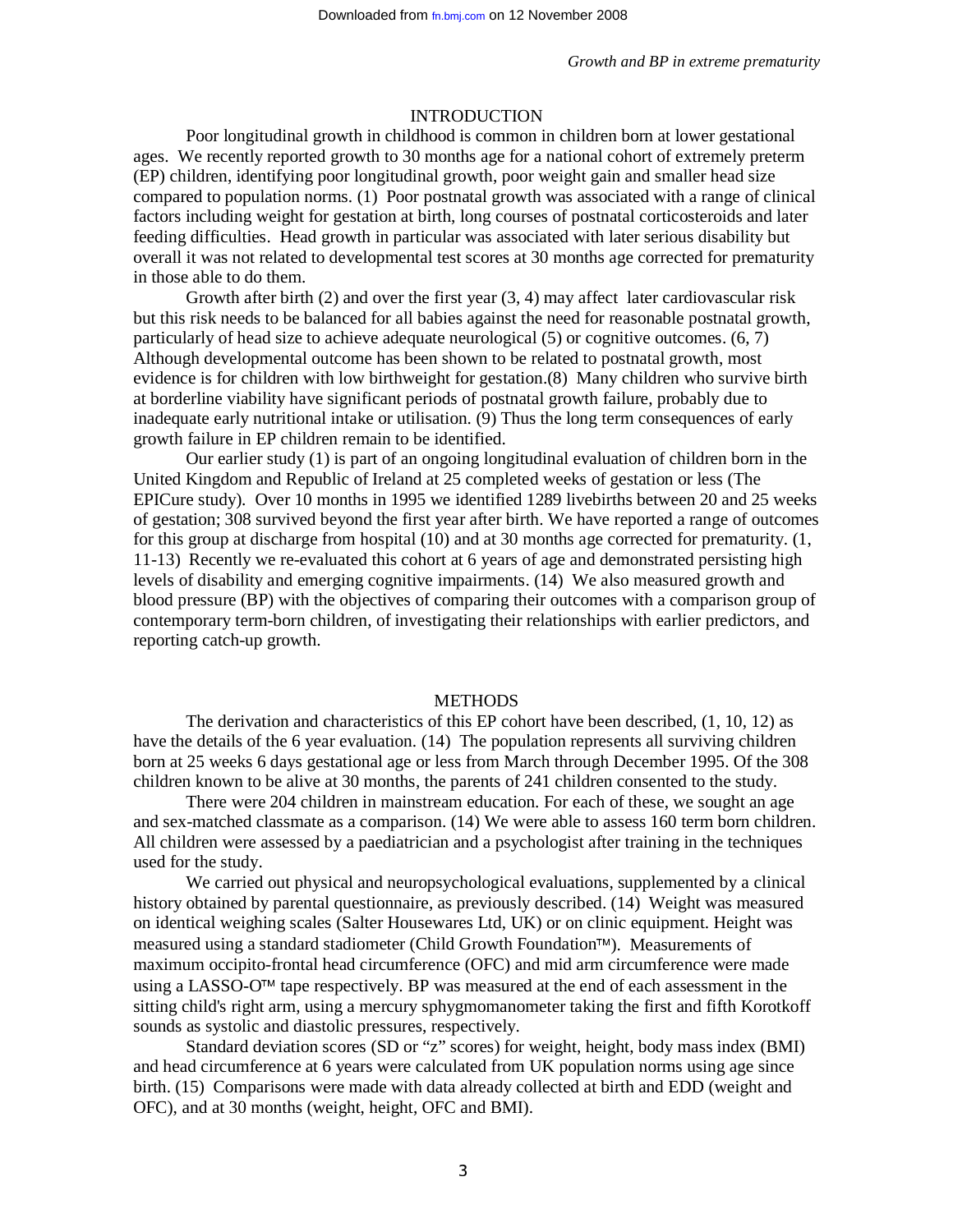## INTRODUCTION

Poor longitudinal growth in childhood is common in children born at lower gestational ages. We recently reported growth to 30 months age for a national cohort of extremely preterm (EP) children, identifying poor longitudinal growth, poor weight gain and smaller head size compared to population norms. (1) Poor postnatal growth was associated with a range of clinical factors including weight for gestation at birth, long courses of postnatal corticosteroids and later feeding difficulties. Head growth in particular was associated with later serious disability but overall it was not related to developmental test scores at 30 months age corrected for prematurity in those able to do them.

Growth after birth (2) and over the first year (3, 4) may affect later cardiovascular risk but this risk needs to be balanced for all babies against the need for reasonable postnatal growth, particularly of head size to achieve adequate neurological (5) or cognitive outcomes. (6, 7) Although developmental outcome has been shown to be related to postnatal growth, most evidence is for children with low birthweight for gestation.(8) Many children who survive birth at borderline viability have significant periods of postnatal growth failure, probably due to inadequate early nutritional intake or utilisation. (9) Thus the long term consequences of early growth failure in EP children remain to be identified.

Our earlier study (1) is part of an ongoing longitudinal evaluation of children born in the United Kingdom and Republic of Ireland at 25 completed weeks of gestation or less (The EPICure study). Over 10 months in 1995 we identified 1289 livebirths between 20 and 25 weeks of gestation; 308 survived beyond the first year after birth. We have reported a range of outcomes for this group at discharge from hospital (10) and at 30 months age corrected for prematurity. (1, 11-13) Recently we re-evaluated this cohort at 6 years of age and demonstrated persisting high levels of disability and emerging cognitive impairments. (14) We also measured growth and blood pressure (BP) with the objectives of comparing their outcomes with a comparison group of contemporary term-born children, of investigating their relationships with earlier predictors, and reporting catch-up growth.

## METHODS

The derivation and characteristics of this EP cohort have been described, (1, 10, 12) as have the details of the 6 year evaluation. (14) The population represents all surviving children born at 25 weeks 6 days gestational age or less from March through December 1995. Of the 308 children known to be alive at 30 months, the parents of 241 children consented to the study.

There were 204 children in mainstream education. For each of these, we sought an age and sex-matched classmate as a comparison. (14) We were able to assess 160 term born children. All children were assessed by a paediatrician and a psychologist after training in the techniques used for the study.

We carried out physical and neuropsychological evaluations, supplemented by a clinical history obtained by parental questionnaire, as previously described. (14) Weight was measured on identical weighing scales (Salter Housewares Ltd, UK) or on clinic equipment. Height was measured using a standard stadiometer (Child Growth Foundation™). Measurements of maximum occipito-frontal head circumference (OFC) and mid arm circumference were made using a LASSO-O™ tape respectively. BP was measured at the end of each assessment in the sitting child's right arm, using a mercury sphygmomanometer taking the first and fifth Korotkoff sounds as systolic and diastolic pressures, respectively.

Standard deviation scores (SD or "z" scores) for weight, height, body mass index (BMI) and head circumference at 6 years were calculated from UK population norms using age since birth. (15) Comparisons were made with data already collected at birth and EDD (weight and OFC), and at 30 months (weight, height, OFC and BMI).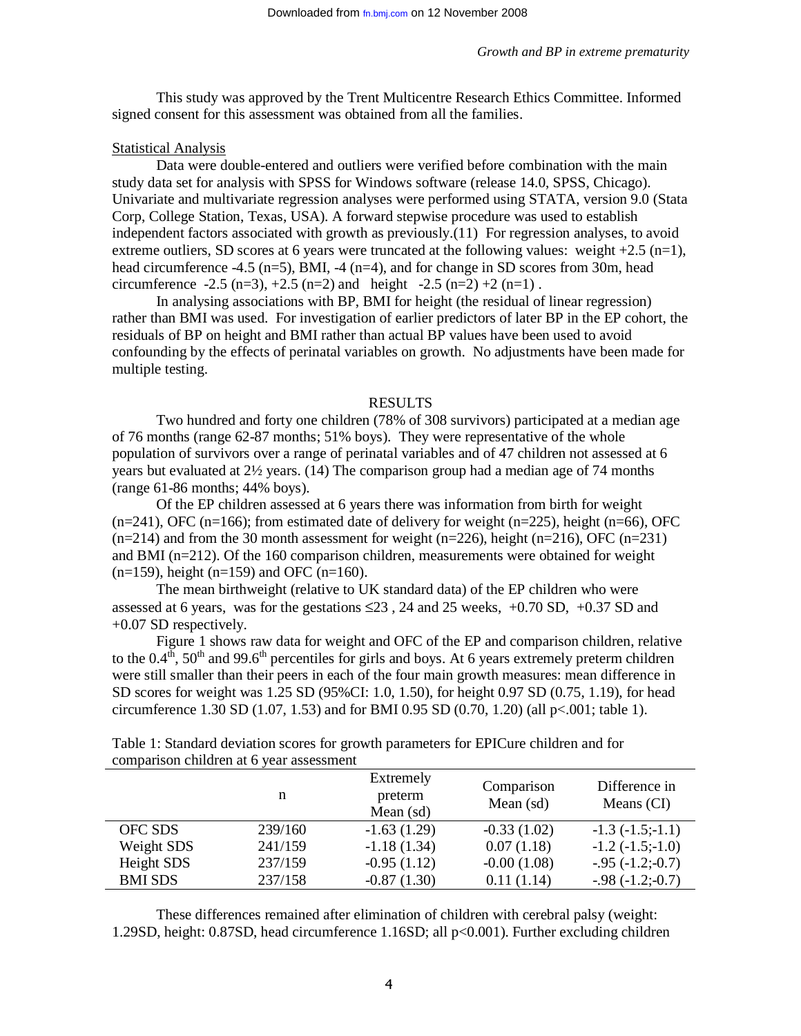This study was approved by the Trent Multicentre Research Ethics Committee. Informed signed consent for this assessment was obtained from all the families.

Statistical Analysis

Data were double-entered and outliers were verified before combination with the main study data set for analysis with SPSS for Windows software (release 14.0, SPSS, Chicago). Univariate and multivariate regression analyses were performed using STATA, version 9.0 (Stata Corp, College Station, Texas, USA). A forward stepwise procedure was used to establish independent factors associated with growth as previously.(11) For regression analyses, to avoid extreme outliers, SD scores at 6 years were truncated at the following values: weight +2.5 (n=1), head circumference -4.5 (n=5), BMI, -4 (n=4), and for change in SD scores from 30m, head circumference -2.5 (n=3), +2.5 (n=2) and height -2.5 (n=2) +2 (n=1) .

In analysing associations with BP, BMI for height (the residual of linear regression) rather than BMI was used. For investigation of earlier predictors of later BP in the EP cohort, the residuals of BP on height and BMI rather than actual BP values have been used to avoid confounding by the effects of perinatal variables on growth. No adjustments have been made for multiple testing.

## RESULTS

Two hundred and forty one children (78% of 308 survivors) participated at a median age of 76 months (range 62-87 months; 51% boys). They were representative of the whole population of survivors over a range of perinatal variables and of 47 children not assessed at 6 years but evaluated at 2½ years. (14) The comparison group had a median age of 74 months (range 61-86 months; 44% boys).

Of the EP children assessed at 6 years there was information from birth for weight (n=241), OFC (n=166); from estimated date of delivery for weight (n=225), height (n=66), OFC (n=214) and from the 30 month assessment for weight (n=226), height (n=216), OFC (n=231) and BMI (n=212). Of the 160 comparison children, measurements were obtained for weight (n=159), height (n=159) and OFC (n=160).

The mean birthweight (relative to UK standard data) of the EP children who were assessed at 6 years, was for the gestations ≤23 , 24 and 25 weeks, +0.70 SD, +0.37 SD and +0.07 SD respectively.

Figure 1 shows raw data for weight and OFC of the EP and comparison children, relative to the 0.4th, 50th and 99.6th percentiles for girls and boys. At 6 years extremely preterm children were still smaller than their peers in each of the four main growth measures: mean difference in SD scores for weight was 1.25 SD (95%CI: 1.0, 1.50), for height 0.97 SD (0.75, 1.19), for head circumference 1.30 SD (1.07, 1.53) and for BMI 0.95 SD (0.70, 1.20) (all p<.001; table 1).

Table 1: Standard deviation scores for growth parameters for EPICure children and for comparison children at 6 year assessment

| | n | Extremely preterm Mean (sd) | Comparison Mean (sd) | Difference in Means (CI) |
|---|---|---|---|---|
| OFC SDS | 239/160 | -1.63 (1.29) | -0.33 (1.02) | -1.3 (-1.5;-1.1) |
| Weight SDS | 241/159 | -1.18 (1.34) | 0.07 (1.18) | -1.2 (-1.5;-1.0) |
| Height SDS | 237/159 | -0.95 (1.12) | -0.00 (1.08) | -.95 (-1.2;-0.7) |
| BMI SDS | 237/158 | -0.87 (1.30) | 0.11 (1.14) | -.98 (-1.2;-0.7) |

These differences remained after elimination of children with cerebral palsy (weight: 1.29SD, height: 0.87SD, head circumference 1.16SD; all p<0.001). Further excluding children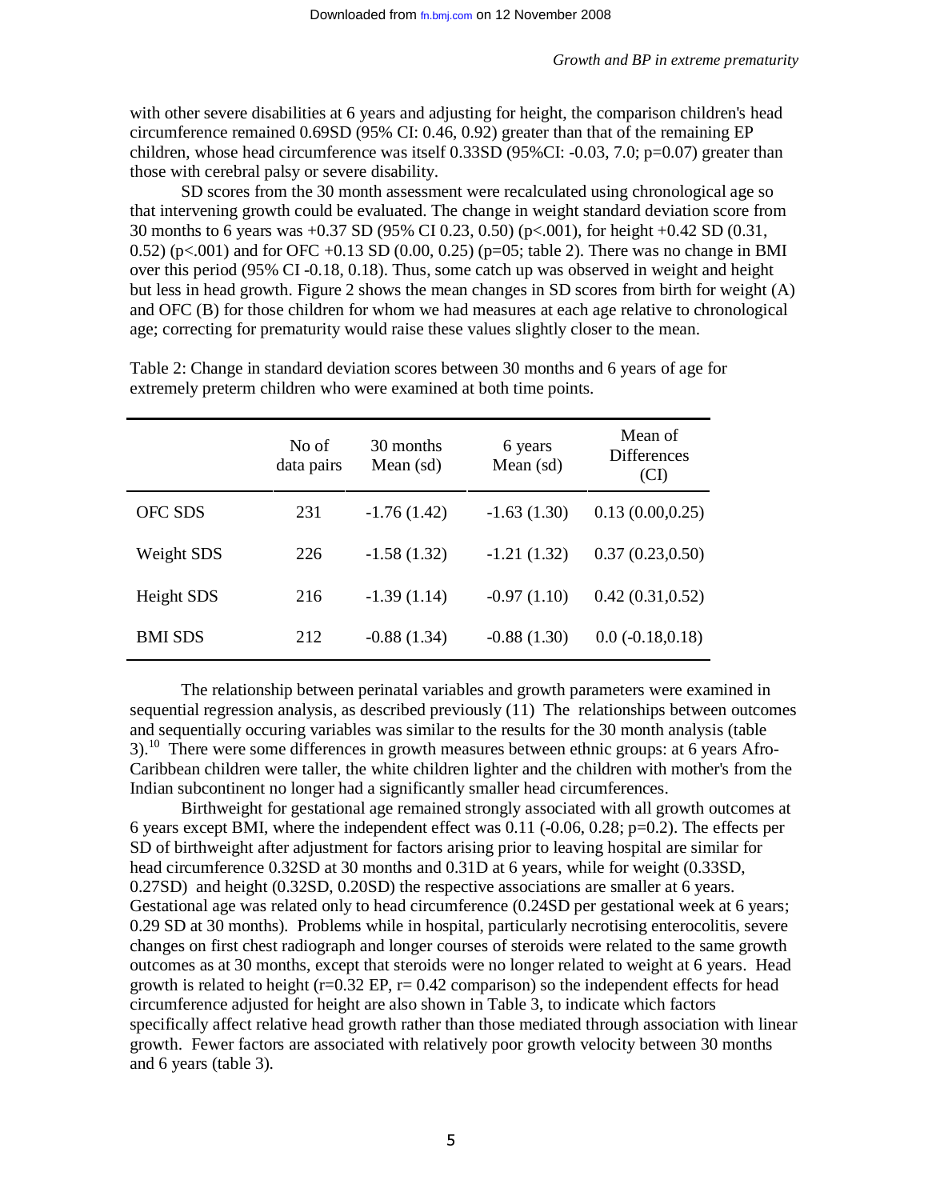with other severe disabilities at 6 years and adjusting for height, the comparison children's head circumference remained 0.69SD (95% CI: 0.46, 0.92) greater than that of the remaining EP children, whose head circumference was itself 0.33SD (95%CI: -0.03, 7.0; p=0.07) greater than those with cerebral palsy or severe disability.

SD scores from the 30 month assessment were recalculated using chronological age so that intervening growth could be evaluated. The change in weight standard deviation score from 30 months to 6 years was +0.37 SD (95% CI 0.23, 0.50) (p<.001), for height +0.42 SD (0.31, 0.52) (p<.001) and for OFC +0.13 SD (0.00, 0.25) (p=05; table 2). There was no change in BMI over this period (95% CI -0.18, 0.18). Thus, some catch up was observed in weight and height but less in head growth. Figure 2 shows the mean changes in SD scores from birth for weight (A) and OFC (B) for those children for whom we had measures at each age relative to chronological age; correcting for prematurity would raise these values slightly closer to the mean.

Table 2: Change in standard deviation scores between 30 months and 6 years of age for extremely preterm children who were examined at both time points.

| | No of data pairs | 30 months Mean (sd) | 6 years Mean (sd) | Mean of Differences (CI) |
|---|---|---|---|---|
| OFC SDS | 231 | -1.76 (1.42) | -1.63 (1.30) | 0.13 (0.00,0.25) |
| Weight SDS | 226 | -1.58 (1.32) | -1.21 (1.32) | 0.37 (0.23,0.50) |
| Height SDS | 216 | -1.39 (1.14) | -0.97 (1.10) | 0.42 (0.31,0.52) |
| BMI SDS | 212 | -0.88 (1.34) | -0.88 (1.30) | 0.0 (-0.18,0.18) |

The relationship between perinatal variables and growth parameters were examined in sequential regression analysis, as described previously (11) The relationships between outcomes and sequentially occuring variables was similar to the results for the 30 month analysis (table 3).[10] There were some differences in growth measures between ethnic groups: at 6 years Afro-Caribbean children were taller, the white children lighter and the children with mother's from the Indian subcontinent no longer had a significantly smaller head circumferences.

Birthweight for gestational age remained strongly associated with all growth outcomes at 6 years except BMI, where the independent effect was 0.11 (-0.06, 0.28; p=0.2). The effects per SD of birthweight after adjustment for factors arising prior to leaving hospital are similar for head circumference 0.32SD at 30 months and 0.31D at 6 years, while for weight (0.33SD, 0.27SD) and height (0.32SD, 0.20SD) the respective associations are smaller at 6 years. Gestational age was related only to head circumference (0.24SD per gestational week at 6 years; 0.29 SD at 30 months). Problems while in hospital, particularly necrotising enterocolitis, severe changes on first chest radiograph and longer courses of steroids were related to the same growth outcomes as at 30 months, except that steroids were no longer related to weight at 6 years. Head growth is related to height (r=0.32 EP, r= 0.42 comparison) so the independent effects for head circumference adjusted for height are also shown in Table 3, to indicate which factors specifically affect relative head growth rather than those mediated through association with linear growth. Fewer factors are associated with relatively poor growth velocity between 30 months and 6 years (table 3).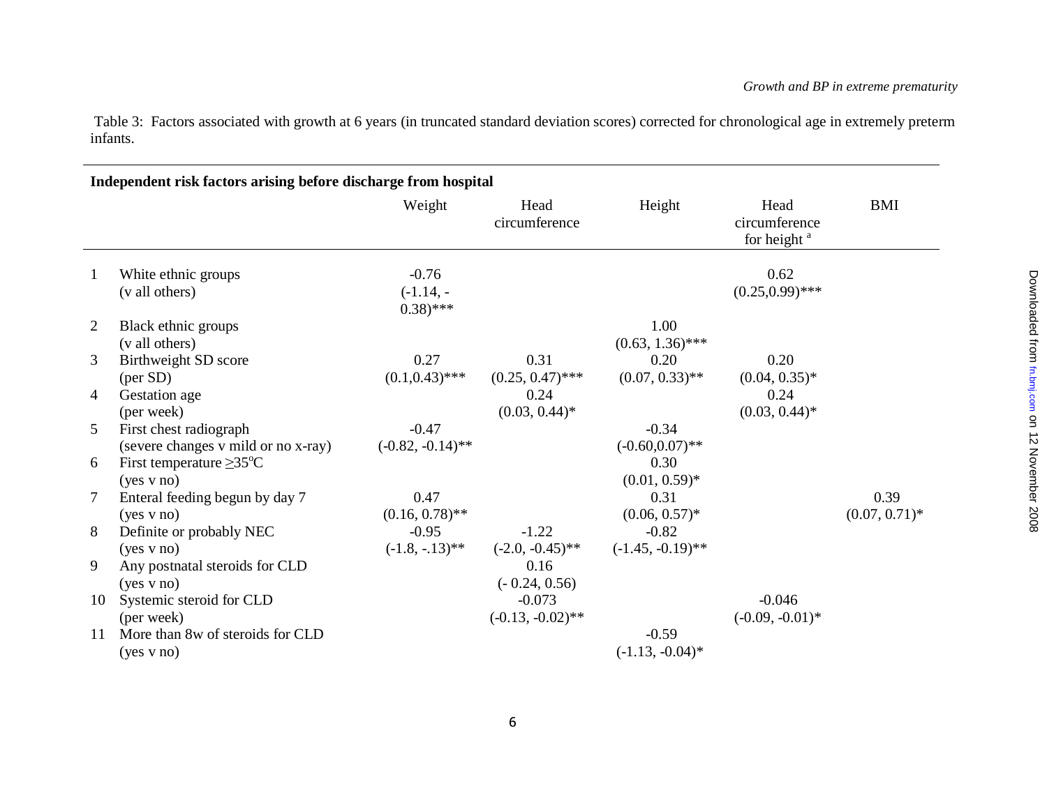Table 3: Factors associated with growth at 6 years (in truncated standard deviation scores) corrected for chronological age in extremely preterm infants.

| | Independent risk factors arising before discharge from hospital | Weight | Head circumference | Height | Head circumference for height [a] | BMI |
|---|---|---|---|---|---|---|
| 1 | White ethnic groups (v all others) | -0.76 (-1.14, -0.38)*** | | | 0.62 (0.25,0.99)*** | |
| 2 | Black ethnic groups (v all others) | | | 1.00 (0.63, 1.36)*** | | |
| 3 | Birthweight SD score (per SD) | 0.27 (0.1,0.43)*** | 0.31 (0.25, 0.47)*** | 0.20 (0.07, 0.33)** | 0.20 (0.04, 0.35)* | |
| 4 | Gestation age (per week) | | 0.24 (0.03, 0.44)* | | 0.24 (0.03, 0.44)* | |
| 5 | First chest radiograph (severe changes v mild or no x-ray) | -0.47 (-0.82, -0.14)** | | -0.34 (-0.60,0.07)** | | |
| 6 | First temperature ≥35°C (yes v no) | | | 0.30 (0.01, 0.59)* | | |
| 7 | Enteral feeding begun by day 7 (yes v no) | 0.47 (0.16, 0.78)** | | 0.31 (0.06, 0.57)* | | 0.39 (0.07, 0.71)* |
| 8 | Definite or probably NEC (yes v no) | -0.95 (-1.8, -.13)** | -1.22 (-2.0, -0.45)** | -0.82 (-1.45, -0.19)** | | |
| 9 | Any postnatal steroids for CLD (yes v no) | | 0.16 (- 0.24, 0.56) | | | |
| 10 | Systemic steroid for CLD (per week) | | -0.073 (-0.13, -0.02)** | | -0.046 (-0.09, -0.01)* | |
| 11 | More than 8w of steroids for CLD (yes v no) | | | -0.59 (-1.13, -0.04)* | | |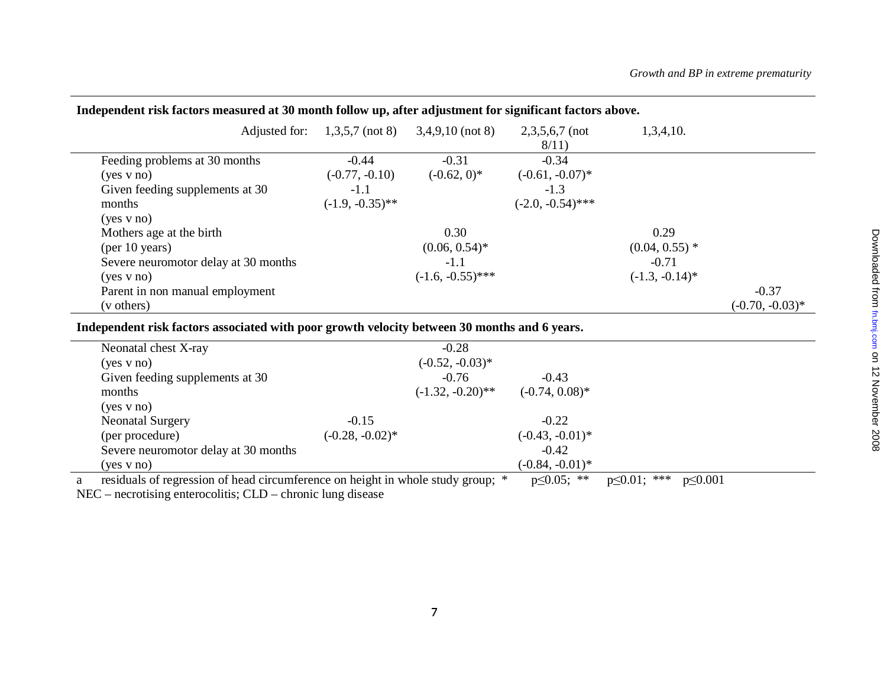| **Independent risk factors measured at 30 month follow up, after adjustment for significant factors above.** | | | | | |
|---|---|---|---|---|---|
| Adjusted for: | 1,3,5,7 (not 8) | 3,4,9,10 (not 8) | 2,3,5,6,7 (not 8/11) | 1,3,4,10. | |
| Feeding problems at 30 months (yes v no) | -0.44 (-0.77, -0.10) | -0.31 (-0.62, 0)* | -0.34 (-0.61, -0.07)* | | |
| Given feeding supplements at 30 months (yes v no) | -1.1 (-1.9, -0.35)** | | -1.3 (-2.0, -0.54)*** | | |
| Mothers age at the birth (per 10 years) | | 0.30 (0.06, 0.54)* | | 0.29 (0.04, 0.55) * | |
| Severe neuromotor delay at 30 months (yes v no) | | -1.1 (-1.6, -0.55)*** | | -0.71 (-1.3, -0.14)* | |
| Parent in non manual employment (v others) | | | | | -0.37 (-0.70, -0.03)* |
| **Independent risk factors associated with poor growth velocity between 30 months and 6 years.** | | | | | |
| Neonatal chest X-ray (yes v no) | | -0.28 (-0.52, -0.03)* | | | |
| Given feeding supplements at 30 months (yes v no) | | -0.76 (-1.32, -0.20)** | -0.43 (-0.74, 0.08)* | | |
| Neonatal Surgery (per procedure) | -0.15 (-0.28, -0.02)* | | -0.22 (-0.43, -0.01)* | | |
| Severe neuromotor delay at 30 months (yes v no) | | | -0.42 (-0.84, -0.01)* | | |

a residuals of regression of head circumference on height in whole study group; * $p \leq 0.05$; ** $p \leq 0.01$; *** $p \leq 0.001$

NEC – necrotising enterocolitis; CLD – chronic lung disease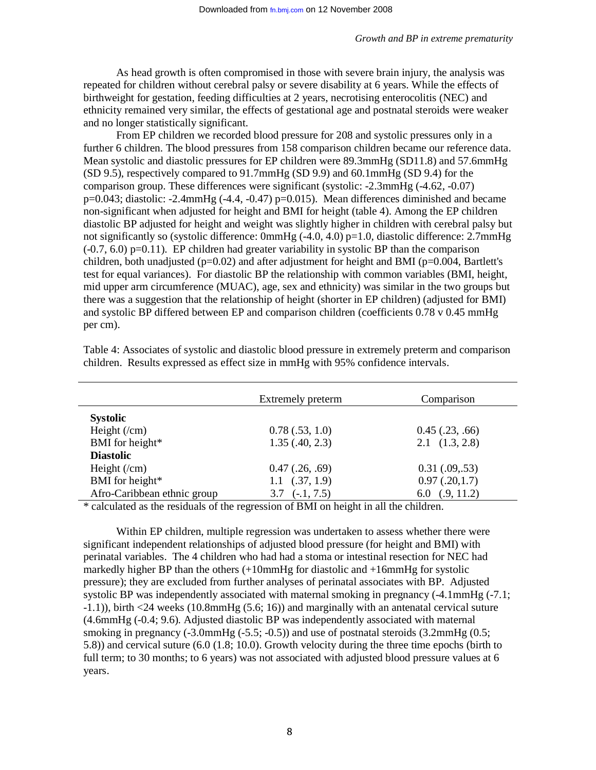As head growth is often compromised in those with severe brain injury, the analysis was repeated for children without cerebral palsy or severe disability at 6 years. While the effects of birthweight for gestation, feeding difficulties at 2 years, necrotising enterocolitis (NEC) and ethnicity remained very similar, the effects of gestational age and postnatal steroids were weaker and no longer statistically significant.

From EP children we recorded blood pressure for 208 and systolic pressures only in a further 6 children. The blood pressures from 158 comparison children became our reference data. Mean systolic and diastolic pressures for EP children were 89.3mmHg (SD11.8) and 57.6mmHg (SD 9.5), respectively compared to 91.7mmHg (SD 9.9) and 60.1mmHg (SD 9.4) for the comparison group. These differences were significant (systolic: -2.3mmHg (-4.62, -0.07) p=0.043; diastolic: -2.4mmHg (-4.4, -0.47) p=0.015). Mean differences diminished and became non-significant when adjusted for height and BMI for height (table 4). Among the EP children diastolic BP adjusted for height and weight was slightly higher in children with cerebral palsy but not significantly so (systolic difference: 0mmHg (-4.0, 4.0) p=1.0, diastolic difference: 2.7mmHg (-0.7, 6.0) p=0.11). EP children had greater variability in systolic BP than the comparison children, both unadjusted (p=0.02) and after adjustment for height and BMI (p=0.004, Bartlett's test for equal variances). For diastolic BP the relationship with common variables (BMI, height, mid upper arm circumference (MUAC), age, sex and ethnicity) was similar in the two groups but there was a suggestion that the relationship of height (shorter in EP children) (adjusted for BMI) and systolic BP differed between EP and comparison children (coefficients 0.78 v 0.45 mmHg per cm).

Table 4: Associates of systolic and diastolic blood pressure in extremely preterm and comparison children. Results expressed as effect size in mmHg with 95% confidence intervals.

| | Extremely preterm | Comparison |
|---|---|---|
| **Systolic** | | |
| Height (/cm) | 0.78 (.53, 1.0) | 0.45 (.23, .66) |
| BMI for height* | 1.35 (.40, 2.3) | 2.1 (1.3, 2.8) |
| **Diastolic** | | |
| Height (/cm) | 0.47 (.26, .69) | 0.31 (.09,.53) |
| BMI for height* | 1.1 (.37, 1.9) | 0.97 (.20,1.7) |
| Afro-Caribbean ethnic group | 3.7 (-.1, 7.5) | 6.0 (.9, 11.2) |

* calculated as the residuals of the regression of BMI on height in all the children.

Within EP children, multiple regression was undertaken to assess whether there were significant independent relationships of adjusted blood pressure (for height and BMI) with perinatal variables. The 4 children who had had a stoma or intestinal resection for NEC had markedly higher BP than the others (+10mmHg for diastolic and +16mmHg for systolic pressure); they are excluded from further analyses of perinatal associates with BP. Adjusted systolic BP was independently associated with maternal smoking in pregnancy (-4.1mmHg (-7.1; -1.1)), birth <24 weeks (10.8mmHg (5.6; 16)) and marginally with an antenatal cervical suture (4.6mmHg (-0.4; 9.6). Adjusted diastolic BP was independently associated with maternal smoking in pregnancy (-3.0mmHg (-5.5; -0.5)) and use of postnatal steroids (3.2mmHg (0.5; 5.8)) and cervical suture (6.0 (1.8; 10.0). Growth velocity during the three time epochs (birth to full term; to 30 months; to 6 years) was not associated with adjusted blood pressure values at 6 years.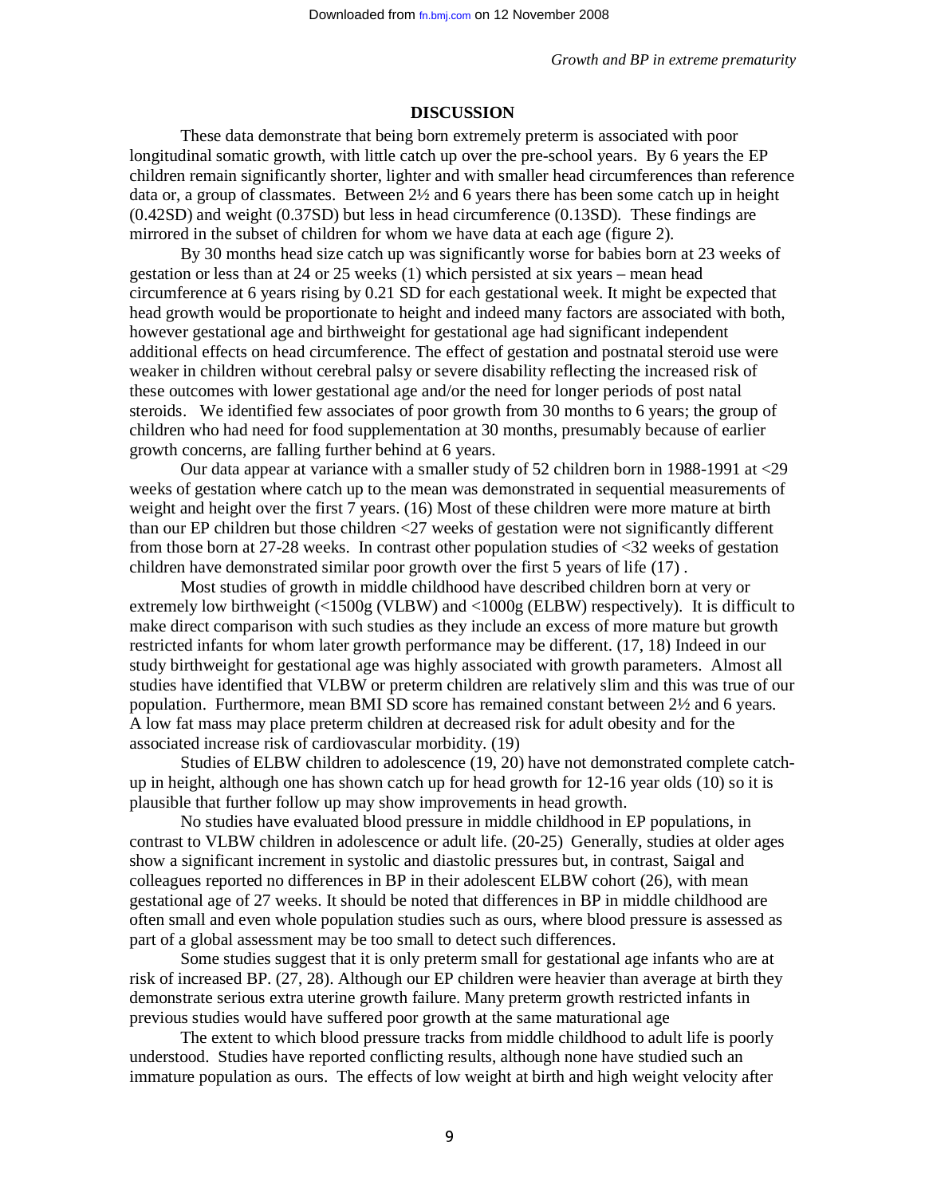## DISCUSSION

These data demonstrate that being born extremely preterm is associated with poor longitudinal somatic growth, with little catch up over the pre-school years. By 6 years the EP children remain significantly shorter, lighter and with smaller head circumferences than reference data or, a group of classmates. Between 2½ and 6 years there has been some catch up in height (0.42SD) and weight (0.37SD) but less in head circumference (0.13SD). These findings are mirrored in the subset of children for whom we have data at each age (figure 2).

By 30 months head size catch up was significantly worse for babies born at 23 weeks of gestation or less than at 24 or 25 weeks (1) which persisted at six years – mean head circumference at 6 years rising by 0.21 SD for each gestational week. It might be expected that head growth would be proportionate to height and indeed many factors are associated with both, however gestational age and birthweight for gestational age had significant independent additional effects on head circumference. The effect of gestation and postnatal steroid use were weaker in children without cerebral palsy or severe disability reflecting the increased risk of these outcomes with lower gestational age and/or the need for longer periods of post natal steroids. We identified few associates of poor growth from 30 months to 6 years; the group of children who had need for food supplementation at 30 months, presumably because of earlier growth concerns, are falling further behind at 6 years.

Our data appear at variance with a smaller study of 52 children born in 1988-1991 at <29 weeks of gestation where catch up to the mean was demonstrated in sequential measurements of weight and height over the first 7 years. (16) Most of these children were more mature at birth than our EP children but those children <27 weeks of gestation were not significantly different from those born at 27-28 weeks. In contrast other population studies of <32 weeks of gestation children have demonstrated similar poor growth over the first 5 years of life (17) .

Most studies of growth in middle childhood have described children born at very or extremely low birthweight (<1500g (VLBW) and <1000g (ELBW) respectively). It is difficult to make direct comparison with such studies as they include an excess of more mature but growth restricted infants for whom later growth performance may be different. (17, 18) Indeed in our study birthweight for gestational age was highly associated with growth parameters. Almost all studies have identified that VLBW or preterm children are relatively slim and this was true of our population. Furthermore, mean BMI SD score has remained constant between 2½ and 6 years. A low fat mass may place preterm children at decreased risk for adult obesity and for the associated increase risk of cardiovascular morbidity. (19)

Studies of ELBW children to adolescence (19, 20) have not demonstrated complete catch-up in height, although one has shown catch up for head growth for 12-16 year olds (10) so it is plausible that further follow up may show improvements in head growth.

No studies have evaluated blood pressure in middle childhood in EP populations, in contrast to VLBW children in adolescence or adult life. (20-25) Generally, studies at older ages show a significant increment in systolic and diastolic pressures but, in contrast, Saigal and colleagues reported no differences in BP in their adolescent ELBW cohort (26), with mean gestational age of 27 weeks. It should be noted that differences in BP in middle childhood are often small and even whole population studies such as ours, where blood pressure is assessed as part of a global assessment may be too small to detect such differences.

Some studies suggest that it is only preterm small for gestational age infants who are at risk of increased BP. (27, 28). Although our EP children were heavier than average at birth they demonstrate serious extra uterine growth failure. Many preterm growth restricted infants in previous studies would have suffered poor growth at the same maturational age

The extent to which blood pressure tracks from middle childhood to adult life is poorly understood. Studies have reported conflicting results, although none have studied such an immature population as ours. The effects of low weight at birth and high weight velocity after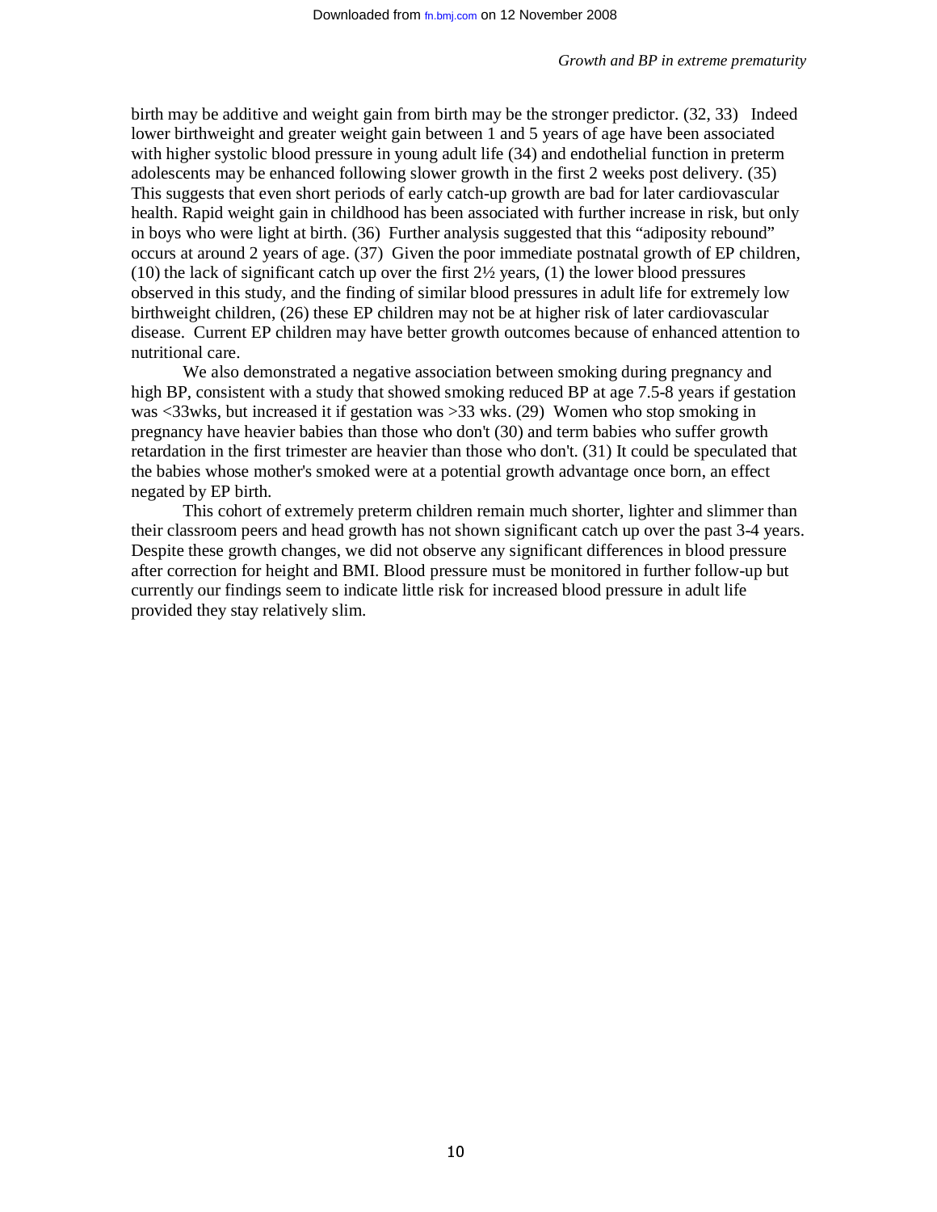birth may be additive and weight gain from birth may be the stronger predictor. (32, 33) Indeed lower birthweight and greater weight gain between 1 and 5 years of age have been associated with higher systolic blood pressure in young adult life (34) and endothelial function in preterm adolescents may be enhanced following slower growth in the first 2 weeks post delivery. (35) This suggests that even short periods of early catch-up growth are bad for later cardiovascular health. Rapid weight gain in childhood has been associated with further increase in risk, but only in boys who were light at birth. (36) Further analysis suggested that this "adiposity rebound" occurs at around 2 years of age. (37) Given the poor immediate postnatal growth of EP children, (10) the lack of significant catch up over the first 2½ years, (1) the lower blood pressures observed in this study, and the finding of similar blood pressures in adult life for extremely low birthweight children, (26) these EP children may not be at higher risk of later cardiovascular disease. Current EP children may have better growth outcomes because of enhanced attention to nutritional care.

We also demonstrated a negative association between smoking during pregnancy and high BP, consistent with a study that showed smoking reduced BP at age 7.5-8 years if gestation was <33wks, but increased it if gestation was >33 wks. (29) Women who stop smoking in pregnancy have heavier babies than those who don't (30) and term babies who suffer growth retardation in the first trimester are heavier than those who don't. (31) It could be speculated that the babies whose mother's smoked were at a potential growth advantage once born, an effect negated by EP birth.

This cohort of extremely preterm children remain much shorter, lighter and slimmer than their classroom peers and head growth has not shown significant catch up over the past 3-4 years. Despite these growth changes, we did not observe any significant differences in blood pressure after correction for height and BMI. Blood pressure must be monitored in further follow-up but currently our findings seem to indicate little risk for increased blood pressure in adult life provided they stay relatively slim.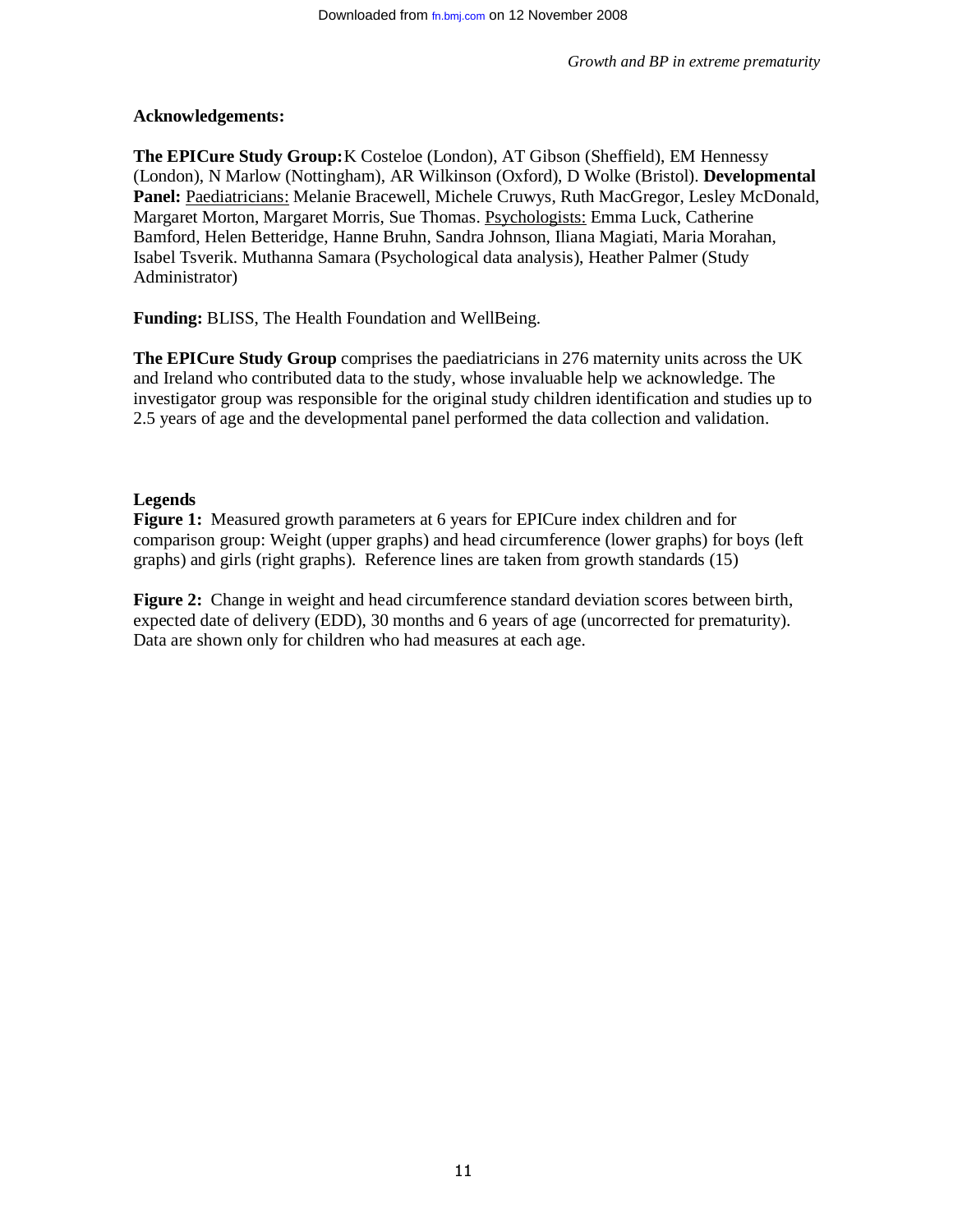**Acknowledgements:**

**The EPICure Study Group:** K Costeloe (London), AT Gibson (Sheffield), EM Hennessy (London), N Marlow (Nottingham), AR Wilkinson (Oxford), D Wolke (Bristol). **Developmental Panel:** Paediatricians: Melanie Bracewell, Michele Cruwys, Ruth MacGregor, Lesley McDonald, Margaret Morton, Margaret Morris, Sue Thomas. Psychologists: Emma Luck, Catherine Bamford, Helen Betteridge, Hanne Bruhn, Sandra Johnson, Iliana Magiati, Maria Morahan, Isabel Tsverik. Muthanna Samara (Psychological data analysis), Heather Palmer (Study Administrator)

**Funding:** BLISS, The Health Foundation and WellBeing.

**The EPICure Study Group** comprises the paediatricians in 276 maternity units across the UK and Ireland who contributed data to the study, whose invaluable help we acknowledge. The investigator group was responsible for the original study children identification and studies up to 2.5 years of age and the developmental panel performed the data collection and validation.

**Legends**

**Figure 1:** Measured growth parameters at 6 years for EPICure index children and for comparison group: Weight (upper graphs) and head circumference (lower graphs) for boys (left graphs) and girls (right graphs). Reference lines are taken from growth standards (15)

**Figure 2:** Change in weight and head circumference standard deviation scores between birth, expected date of delivery (EDD), 30 months and 6 years of age (uncorrected for prematurity). Data are shown only for children who had measures at each age.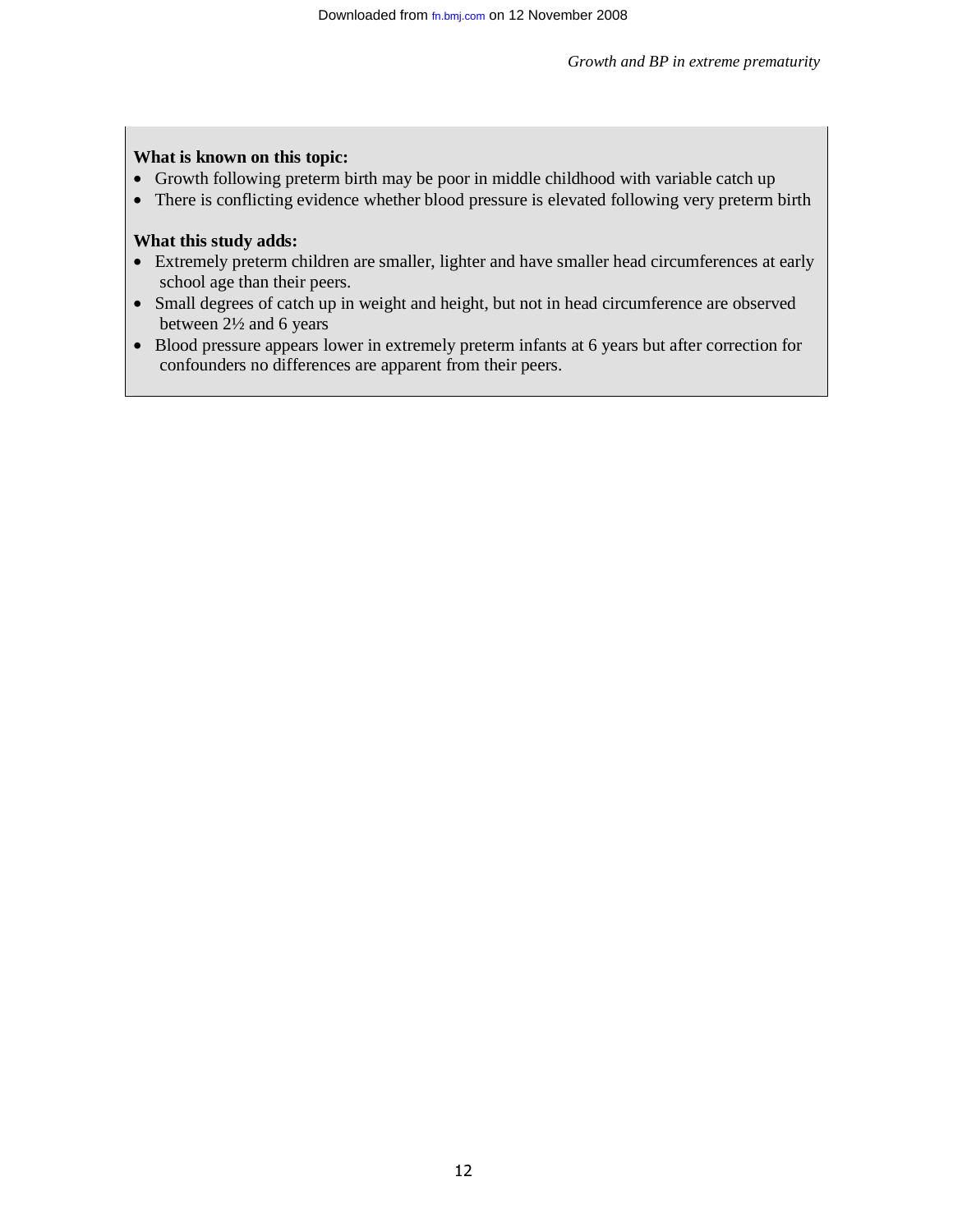**What is known on this topic:**

- Growth following preterm birth may be poor in middle childhood with variable catch up
- There is conflicting evidence whether blood pressure is elevated following very preterm birth

**What this study adds:**

- Extremely preterm children are smaller, lighter and have smaller head circumferences at early school age than their peers.
- Small degrees of catch up in weight and height, but not in head circumference are observed between 2½ and 6 years
- Blood pressure appears lower in extremely preterm infants at 6 years but after correction for confounders no differences are apparent from their peers.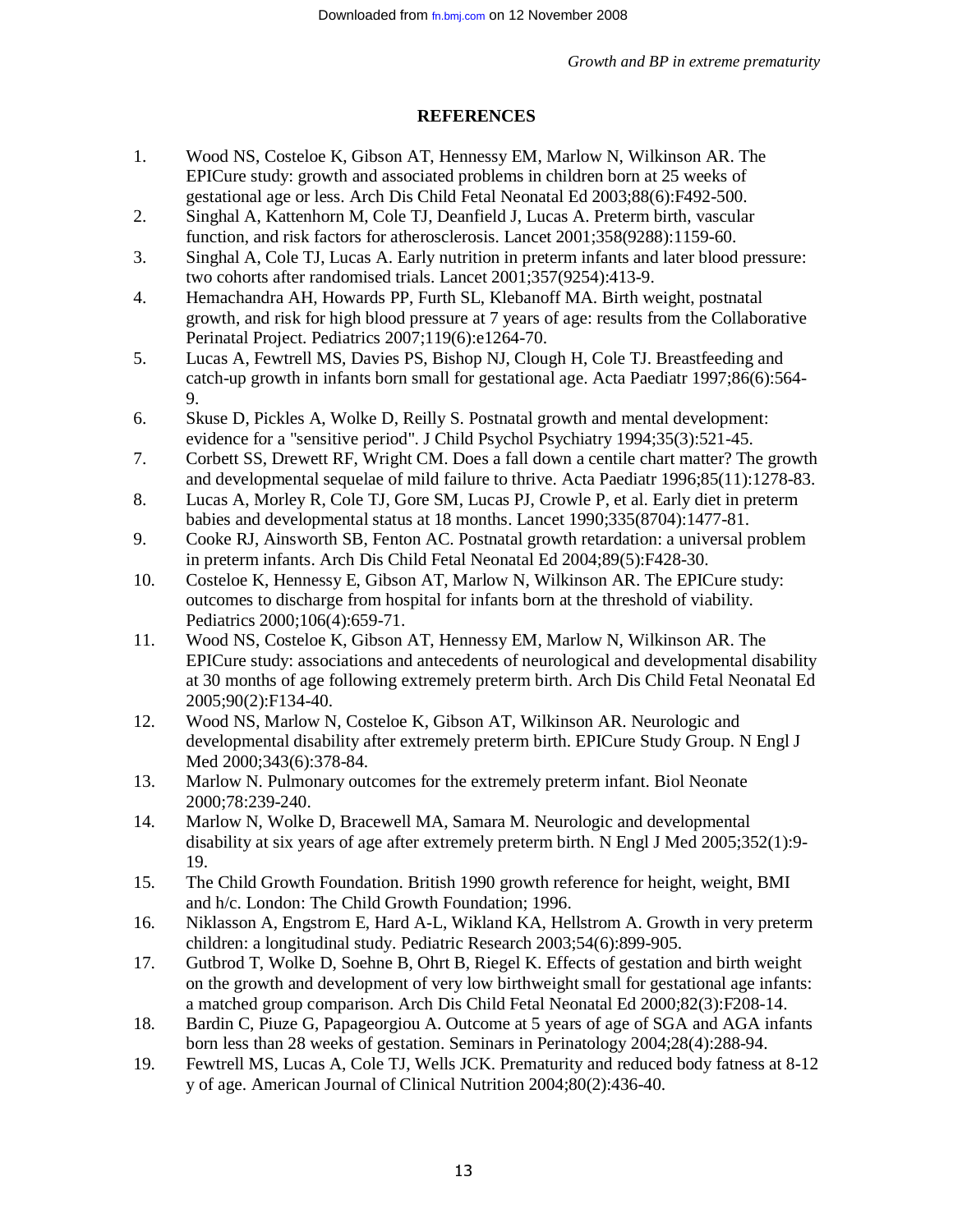## REFERENCES

1. Wood NS, Costeloe K, Gibson AT, Hennessy EM, Marlow N, Wilkinson AR. The EPICure study: growth and associated problems in children born at 25 weeks of gestational age or less. Arch Dis Child Fetal Neonatal Ed 2003;88(6):F492-500.
2. Singhal A, Kattenhorn M, Cole TJ, Deanfield J, Lucas A. Preterm birth, vascular function, and risk factors for atherosclerosis. Lancet 2001;358(9288):1159-60.
3. Singhal A, Cole TJ, Lucas A. Early nutrition in preterm infants and later blood pressure: two cohorts after randomised trials. Lancet 2001;357(9254):413-9.
4. Hemachandra AH, Howards PP, Furth SL, Klebanoff MA. Birth weight, postnatal growth, and risk for high blood pressure at 7 years of age: results from the Collaborative Perinatal Project. Pediatrics 2007;119(6):e1264-70.
5. Lucas A, Fewtrell MS, Davies PS, Bishop NJ, Clough H, Cole TJ. Breastfeeding and catch-up growth in infants born small for gestational age. Acta Paediatr 1997;86(6):564-9.
6. Skuse D, Pickles A, Wolke D, Reilly S. Postnatal growth and mental development: evidence for a "sensitive period". J Child Psychol Psychiatry 1994;35(3):521-45.
7. Corbett SS, Drewett RF, Wright CM. Does a fall down a centile chart matter? The growth and developmental sequelae of mild failure to thrive. Acta Paediatr 1996;85(11):1278-83.
8. Lucas A, Morley R, Cole TJ, Gore SM, Lucas PJ, Crowle P, et al. Early diet in preterm babies and developmental status at 18 months. Lancet 1990;335(8704):1477-81.
9. Cooke RJ, Ainsworth SB, Fenton AC. Postnatal growth retardation: a universal problem in preterm infants. Arch Dis Child Fetal Neonatal Ed 2004;89(5):F428-30.
10. Costeloe K, Hennessy E, Gibson AT, Marlow N, Wilkinson AR. The EPICure study: outcomes to discharge from hospital for infants born at the threshold of viability. Pediatrics 2000;106(4):659-71.
11. Wood NS, Costeloe K, Gibson AT, Hennessy EM, Marlow N, Wilkinson AR. The EPICure study: associations and antecedents of neurological and developmental disability at 30 months of age following extremely preterm birth. Arch Dis Child Fetal Neonatal Ed 2005;90(2):F134-40.
12. Wood NS, Marlow N, Costeloe K, Gibson AT, Wilkinson AR. Neurologic and developmental disability after extremely preterm birth. EPICure Study Group. N Engl J Med 2000;343(6):378-84.
13. Marlow N. Pulmonary outcomes for the extremely preterm infant. Biol Neonate 2000;78:239-240.
14. Marlow N, Wolke D, Bracewell MA, Samara M. Neurologic and developmental disability at six years of age after extremely preterm birth. N Engl J Med 2005;352(1):9-19.
15. The Child Growth Foundation. British 1990 growth reference for height, weight, BMI and h/c. London: The Child Growth Foundation; 1996.
16. Niklasson A, Engstrom E, Hard A-L, Wikland KA, Hellstrom A. Growth in very preterm children: a longitudinal study. Pediatric Research 2003;54(6):899-905.
17. Gutbrod T, Wolke D, Soehne B, Ohrt B, Riegel K. Effects of gestation and birth weight on the growth and development of very low birthweight small for gestational age infants: a matched group comparison. Arch Dis Child Fetal Neonatal Ed 2000;82(3):F208-14.
18. Bardin C, Piuze G, Papageorgiou A. Outcome at 5 years of age of SGA and AGA infants born less than 28 weeks of gestation. Seminars in Perinatology 2004;28(4):288-94.
19. Fewtrell MS, Lucas A, Cole TJ, Wells JCK. Prematurity and reduced body fatness at 8-12 y of age. American Journal of Clinical Nutrition 2004;80(2):436-40.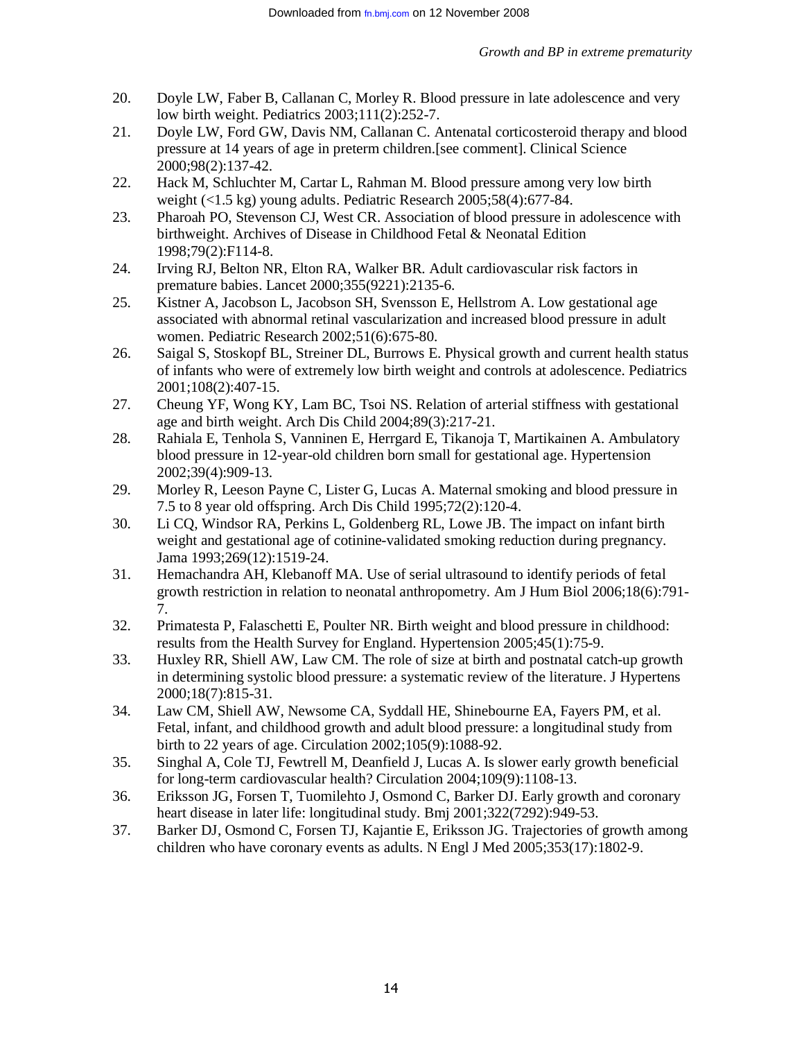20. Doyle LW, Faber B, Callanan C, Morley R. Blood pressure in late adolescence and very low birth weight. Pediatrics 2003;111(2):252-7.
21. Doyle LW, Ford GW, Davis NM, Callanan C. Antenatal corticosteroid therapy and blood pressure at 14 years of age in preterm children.[see comment]. Clinical Science 2000;98(2):137-42.
22. Hack M, Schluchter M, Cartar L, Rahman M. Blood pressure among very low birth weight (<1.5 kg) young adults. Pediatric Research 2005;58(4):677-84.
23. Pharoah PO, Stevenson CJ, West CR. Association of blood pressure in adolescence with birthweight. Archives of Disease in Childhood Fetal & Neonatal Edition 1998;79(2):F114-8.
24. Irving RJ, Belton NR, Elton RA, Walker BR. Adult cardiovascular risk factors in premature babies. Lancet 2000;355(9221):2135-6.
25. Kistner A, Jacobson L, Jacobson SH, Svensson E, Hellstrom A. Low gestational age associated with abnormal retinal vascularization and increased blood pressure in adult women. Pediatric Research 2002;51(6):675-80.
26. Saigal S, Stoskopf BL, Streiner DL, Burrows E. Physical growth and current health status of infants who were of extremely low birth weight and controls at adolescence. Pediatrics 2001;108(2):407-15.
27. Cheung YF, Wong KY, Lam BC, Tsoi NS. Relation of arterial stiffness with gestational age and birth weight. Arch Dis Child 2004;89(3):217-21.
28. Rahiala E, Tenhola S, Vanninen E, Herrgard E, Tikanoja T, Martikainen A. Ambulatory blood pressure in 12-year-old children born small for gestational age. Hypertension 2002;39(4):909-13.
29. Morley R, Leeson Payne C, Lister G, Lucas A. Maternal smoking and blood pressure in 7.5 to 8 year old offspring. Arch Dis Child 1995;72(2):120-4.
30. Li CQ, Windsor RA, Perkins L, Goldenberg RL, Lowe JB. The impact on infant birth weight and gestational age of cotinine-validated smoking reduction during pregnancy. Jama 1993;269(12):1519-24.
31. Hemachandra AH, Klebanoff MA. Use of serial ultrasound to identify periods of fetal growth restriction in relation to neonatal anthropometry. Am J Hum Biol 2006;18(6):791-7.
32. Primatesta P, Falaschetti E, Poulter NR. Birth weight and blood pressure in childhood: results from the Health Survey for England. Hypertension 2005;45(1):75-9.
33. Huxley RR, Shiell AW, Law CM. The role of size at birth and postnatal catch-up growth in determining systolic blood pressure: a systematic review of the literature. J Hypertens 2000;18(7):815-31.
34. Law CM, Shiell AW, Newsome CA, Syddall HE, Shinebourne EA, Fayers PM, et al. Fetal, infant, and childhood growth and adult blood pressure: a longitudinal study from birth to 22 years of age. Circulation 2002;105(9):1088-92.
35. Singhal A, Cole TJ, Fewtrell M, Deanfield J, Lucas A. Is slower early growth beneficial for long-term cardiovascular health? Circulation 2004;109(9):1108-13.
36. Eriksson JG, Forsen T, Tuomilehto J, Osmond C, Barker DJ. Early growth and coronary heart disease in later life: longitudinal study. Bmj 2001;322(7292):949-53.
37. Barker DJ, Osmond C, Forsen TJ, Kajantie E, Eriksson JG. Trajectories of growth among children who have coronary events as adults. N Engl J Med 2005;353(17):1802-9.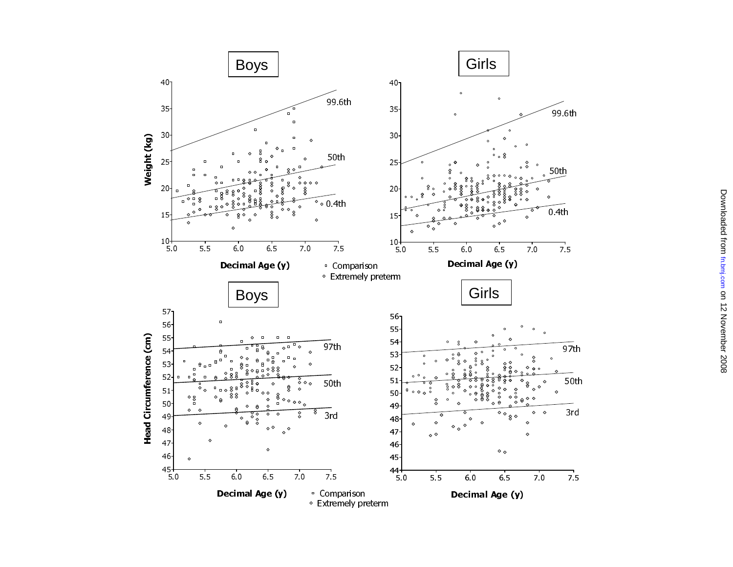**Boys**

Weight (kg)

99.6th

50th

0.4th

Decimal Age (y)

**Girls**

Weight (kg)

99.6th

50th

0.4th

Decimal Age (y)

▫ Comparison
◇ Extremely preterm

**Boys**

Head Circumference (cm)

97th

50th

3rd

Decimal Age (y)

**Girls**

Head Circumference (cm)

97th

50th

3rd

Decimal Age (y)

▫ Comparison
◇ Extremely preterm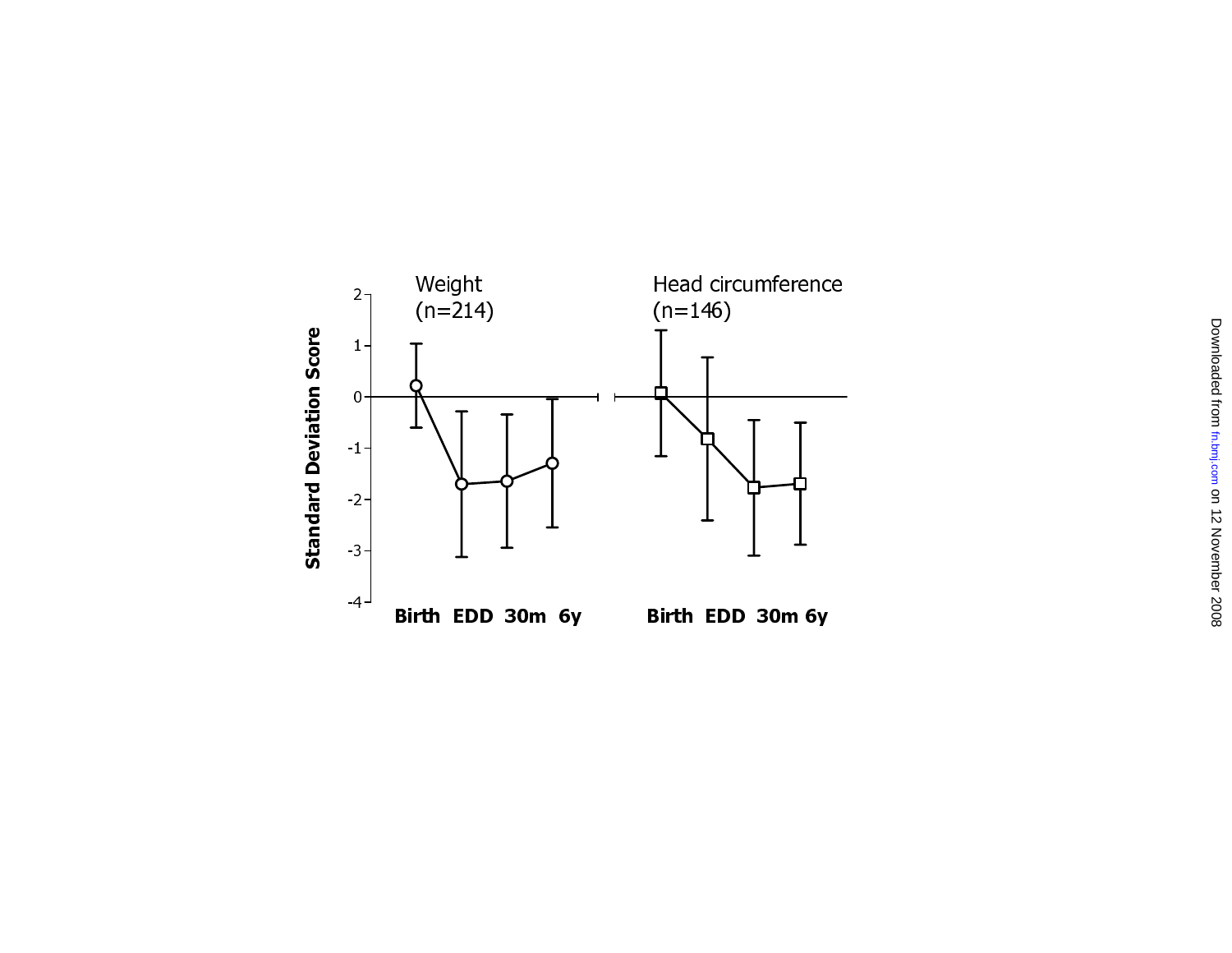Weight
(n=214)

Head circumference
(n=146)

Standard Deviation Score

2
1
0
-1
-2
-3
-4

Birth EDD 30m 6y

Birth EDD 30m 6y